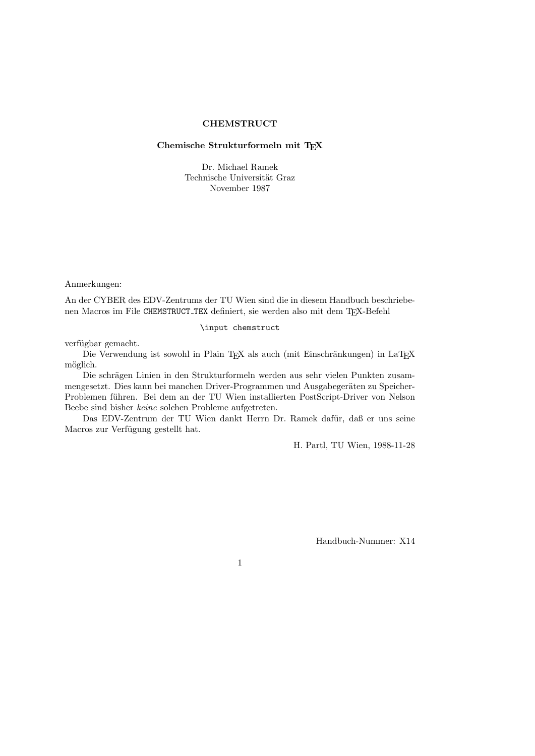# CHEMSTRUCT

## Chemische Strukturformeln mit TEX

Dr. Michael Ramek
Technische Universität Graz
November 1987

Anmerkungen:

An der CYBER des EDV-Zentrums der TU Wien sind die in diesem Handbuch beschriebenen Macros im File `CHEMSTRUCT_TEX` definiert, sie werden also mit dem TEX-Befehl

```
\input chemstruct
```

verfügbar gemacht.

Die Verwendung ist sowohl in Plain TEX als auch (mit Einschränkungen) in LaTEX möglich.

Die schrägen Linien in den Strukturformeln werden aus sehr vielen Punkten zusammengesetzt. Dies kann bei manchen Driver-Programmen und Ausgabegeräten zu Speicher-Problemen führen. Bei dem an der TU Wien installierten PostScript-Driver von Nelson Beebe sind bisher *keine* solchen Probleme aufgetreten.

Das EDV-Zentrum der TU Wien dankt Herrn Dr. Ramek dafür, daß er uns seine Macros zur Verfügung gestellt hat.

H. Partl, TU Wien, 1988-11-28

Handbuch-Nummer: X14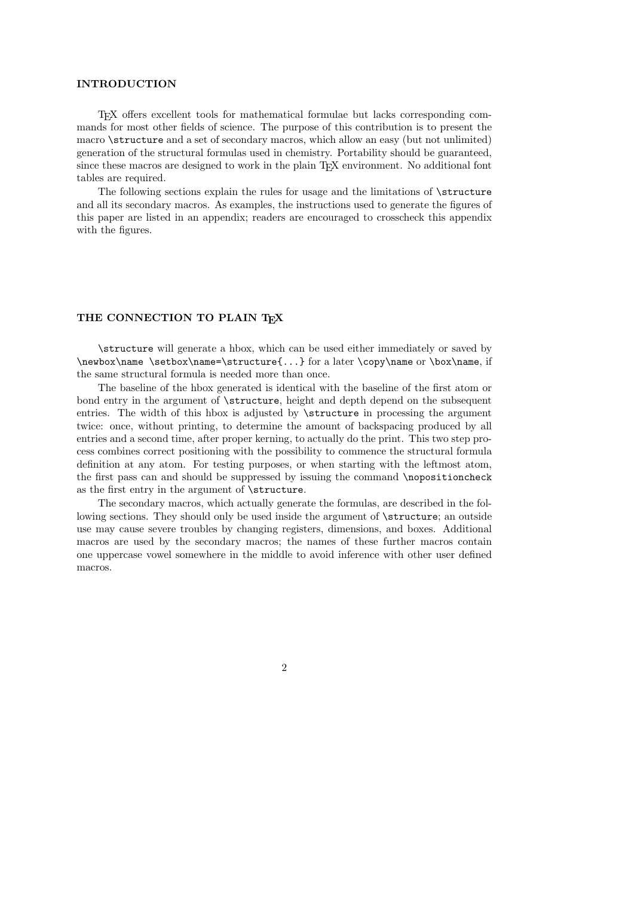## INTRODUCTION

TEX offers excellent tools for mathematical formulae but lacks corresponding commands for most other fields of science. The purpose of this contribution is to present the macro `\structure` and a set of secondary macros, which allow an easy (but not unlimited) generation of the structural formulas used in chemistry. Portability should be guaranteed, since these macros are designed to work in the plain TEX environment. No additional font tables are required.

The following sections explain the rules for usage and the limitations of `\structure` and all its secondary macros. As examples, the instructions used to generate the figures of this paper are listed in an appendix; readers are encouraged to crosscheck this appendix with the figures.

## THE CONNECTION TO PLAIN TEX

`\structure` will generate a hbox, which can be used either immediately or saved by `\newbox\name \setbox\name=\structure{...}` for a later `\copy\name` or `\box\name`, if the same structural formula is needed more than once.

The baseline of the hbox generated is identical with the baseline of the first atom or bond entry in the argument of `\structure`, height and depth depend on the subsequent entries. The width of this hbox is adjusted by `\structure` in processing the argument twice: once, without printing, to determine the amount of backspacing produced by all entries and a second time, after proper kerning, to actually do the print. This two step process combines correct positioning with the possibility to commence the structural formula definition at any atom. For testing purposes, or when starting with the leftmost atom, the first pass can and should be suppressed by issuing the command `\nopositioncheck` as the first entry in the argument of `\structure`.

The secondary macros, which actually generate the formulas, are described in the following sections. They should only be used inside the argument of `\structure`; an outside use may cause severe troubles by changing registers, dimensions, and boxes. Additional macros are used by the secondary macros; the names of these further macros contain one uppercase vowel somewhere in the middle to avoid inference with other user defined macros.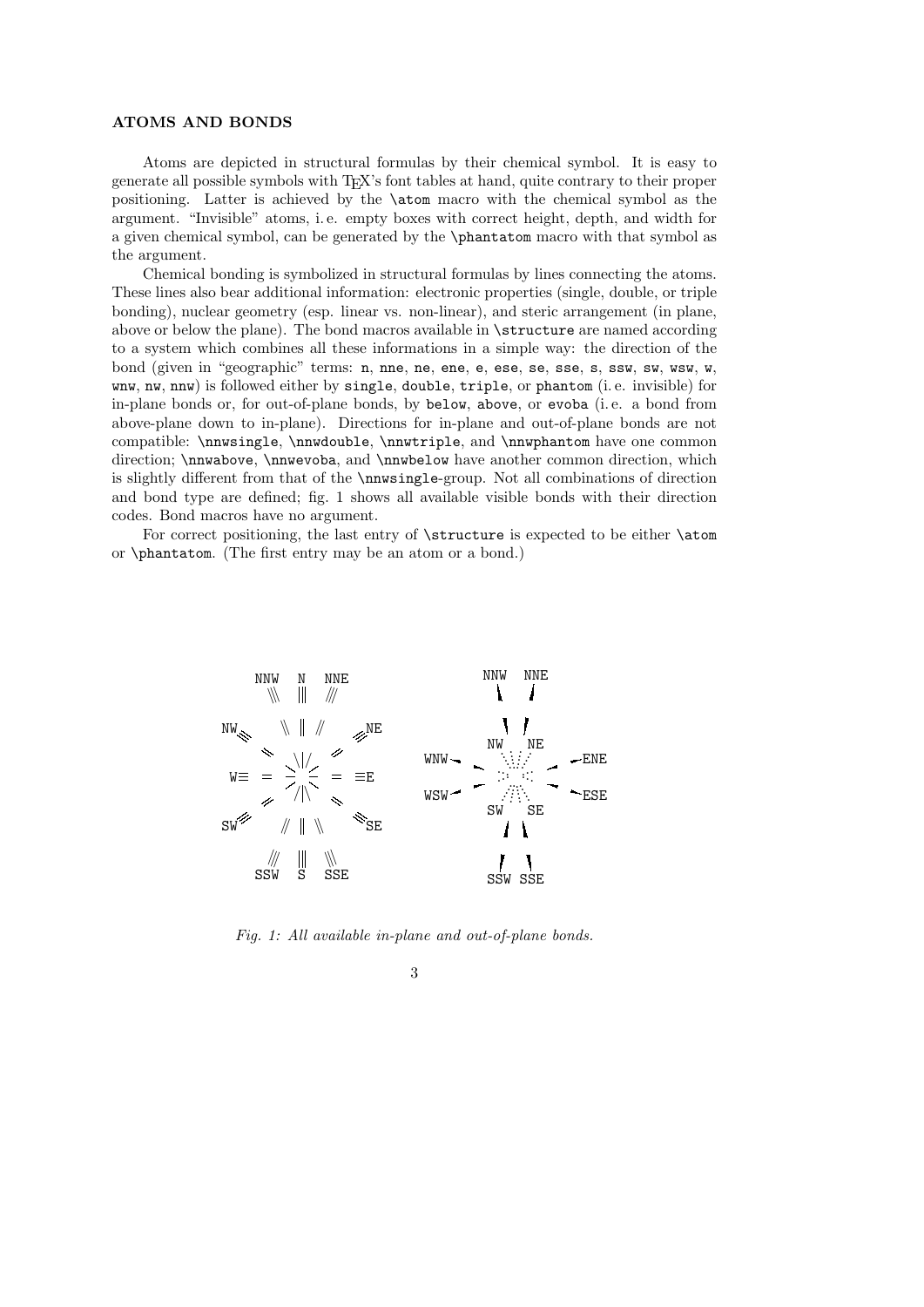### ATOMS AND BONDS

Atoms are depicted in structural formulas by their chemical symbol. It is easy to generate all possible symbols with TEX's font tables at hand, quite contrary to their proper positioning. Latter is achieved by the `\atom` macro with the chemical symbol as the argument. "Invisible" atoms, i. e. empty boxes with correct height, depth, and width for a given chemical symbol, can be generated by the `\phantatom` macro with that symbol as the argument.

Chemical bonding is symbolized in structural formulas by lines connecting the atoms. These lines also bear additional information: electronic properties (single, double, or triple bonding), nuclear geometry (esp. linear vs. non-linear), and steric arrangement (in plane, above or below the plane). The bond macros available in `\structure` are named according to a system which combines all these informations in a simple way: the direction of the bond (given in "geographic" terms: `n`, `nne`, `ne`, `ene`, `e`, `ese`, `se`, `sse`, `s`, `ssw`, `sw`, `wsw`, `w`, `wnw`, `nw`, `nnw`) is followed either by `single`, `double`, `triple`, or `phantom` (i. e. invisible) for in-plane bonds or, for out-of-plane bonds, by `below`, `above`, or `evoba` (i. e. a bond from above-plane down to in-plane). Directions for in-plane and out-of-plane bonds are not compatible: `\nnwsingle`, `\nnwdouble`, `\nnwtriple`, and `\nnwphantom` have one common direction; `\nnwabove`, `\nnwevoba`, and `\nnwbelow` have another common direction, which is slightly different from that of the `\nnwsingle`-group. Not all combinations of direction and bond type are defined; fig. 1 shows all available visible bonds with their direction codes. Bond macros have no argument.

For correct positioning, the last entry of `\structure` is expected to be either `\atom` or `\phantatom`. (The first entry may be an atom or a bond.)

*Fig. 1: All available in-plane and out-of-plane bonds.*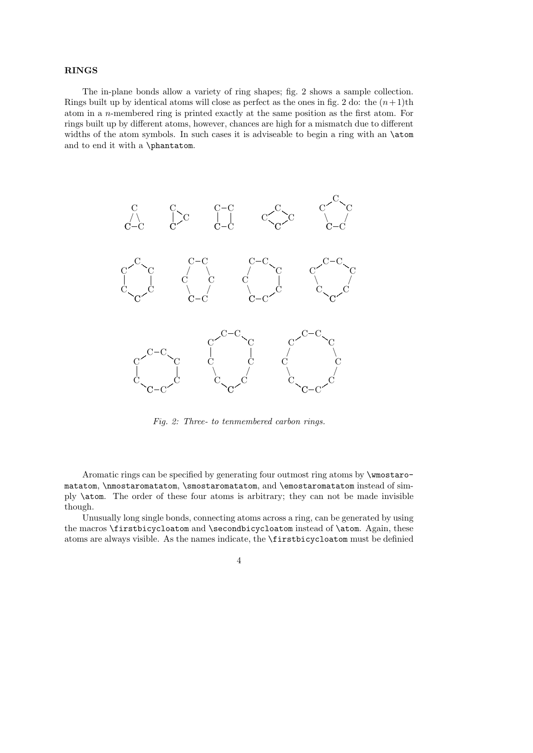**RINGS**

The in-plane bonds allow a variety of ring shapes; fig. 2 shows a sample collection. Rings built up by identical atoms will close as perfect as the ones in fig. 2 do: the $(n+1)$th atom in a $n$-membered ring is printed exactly at the same position as the first atom. For rings built up by different atoms, however, chances are high for a mismatch due to different widths of the atom symbols. In such cases it is adviseable to begin a ring with an `\atom` and to end it with a `\phantatom`.

*Fig. 2: Three- to tenmembered carbon rings.*

Aromatic rings can be specified by generating four outmost ring atoms by `\wmostaromatatom`, `\nmostaromatatom`, `\smostaromatatom`, and `\emostaromatatom` instead of simply `\atom`. The order of these four atoms is arbitrary; they can not be made invisible though.

Unusually long single bonds, connecting atoms across a ring, can be generated by using the macros `\firstbicycloatom` and `\secondbicycloatom` instead of `\atom`. Again, these atoms are always visible. As the names indicate, the `\firstbicycloatom` must be definied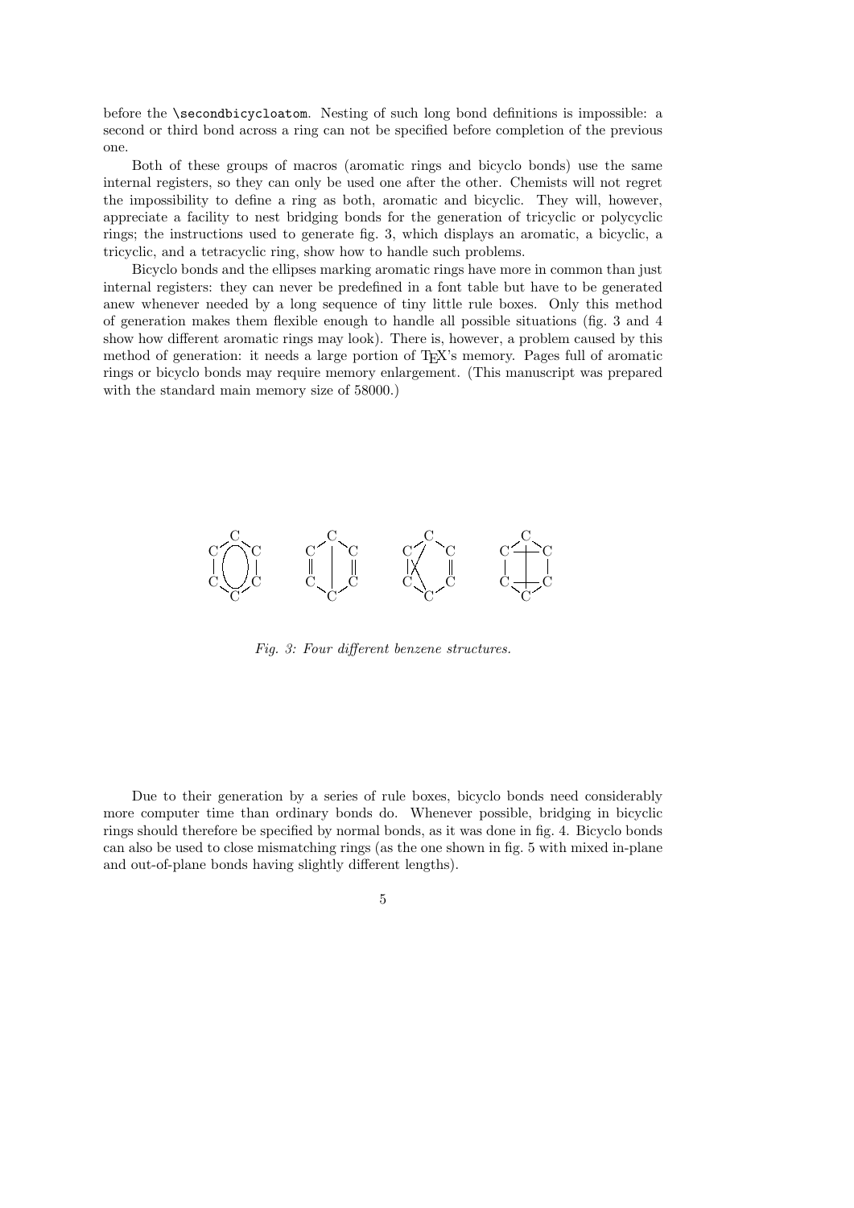before the `\secondbicycloatom`. Nesting of such long bond definitions is impossible: a second or third bond across a ring can not be specified before completion of the previous one.

Both of these groups of macros (aromatic rings and bicyclo bonds) use the same internal registers, so they can only be used one after the other. Chemists will not regret the impossibility to define a ring as both, aromatic and bicyclic. They will, however, appreciate a facility to nest bridging bonds for the generation of tricyclic or polycyclic rings; the instructions used to generate fig. 3, which displays an aromatic, a bicyclic, a tricyclic, and a tetracyclic ring, show how to handle such problems.

Bicyclo bonds and the ellipses marking aromatic rings have more in common than just internal registers: they can never be predefined in a font table but have to be generated anew whenever needed by a long sequence of tiny little rule boxes. Only this method of generation makes them flexible enough to handle all possible situations (fig. 3 and 4 show how different aromatic rings may look). There is, however, a problem caused by this method of generation: it needs a large portion of TEX's memory. Pages full of aromatic rings or bicyclo bonds may require memory enlargement. (This manuscript was prepared with the standard main memory size of 58000.)

*Fig. 3: Four different benzene structures.*

Due to their generation by a series of rule boxes, bicyclo bonds need considerably more computer time than ordinary bonds do. Whenever possible, bridging in bicyclic rings should therefore be specified by normal bonds, as it was done in fig. 4. Bicyclo bonds can also be used to close mismatching rings (as the one shown in fig. 5 with mixed in-plane and out-of-plane bonds having slightly different lengths).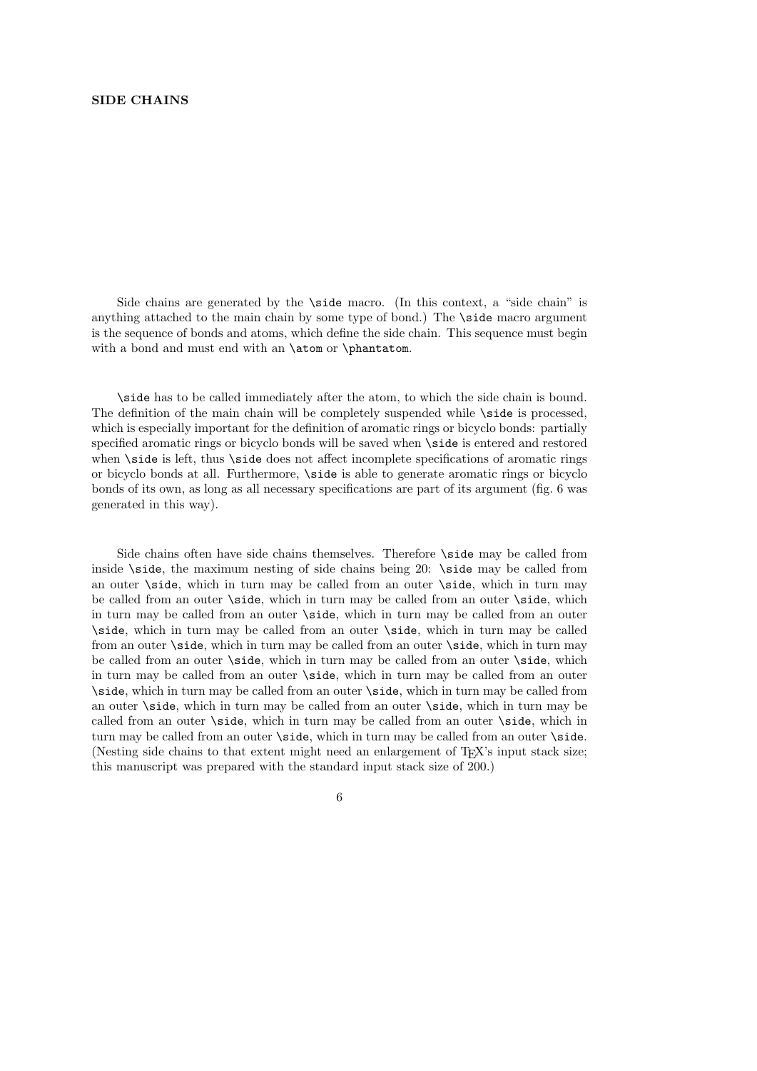## SIDE CHAINS

Side chains are generated by the `\side` macro. (In this context, a "side chain" is anything attached to the main chain by some type of bond.) The `\side` macro argument is the sequence of bonds and atoms, which define the side chain. This sequence must begin with a bond and must end with an `\atom` or `\phantatom`.

`\side` has to be called immediately after the atom, to which the side chain is bound. The definition of the main chain will be completely suspended while `\side` is processed, which is especially important for the definition of aromatic rings or bicyclo bonds: partially specified aromatic rings or bicyclo bonds will be saved when `\side` is entered and restored when `\side` is left, thus `\side` does not affect incomplete specifications of aromatic rings or bicyclo bonds at all. Furthermore, `\side` is able to generate aromatic rings or bicyclo bonds of its own, as long as all necessary specifications are part of its argument (fig. 6 was generated in this way).

Side chains often have side chains themselves. Therefore `\side` may be called from inside `\side`, the maximum nesting of side chains being 20: `\side` may be called from an outer `\side`, which in turn may be called from an outer `\side`, which in turn may be called from an outer `\side`, which in turn may be called from an outer `\side`, which in turn may be called from an outer `\side`, which in turn may be called from an outer `\side`, which in turn may be called from an outer `\side`, which in turn may be called from an outer `\side`, which in turn may be called from an outer `\side`, which in turn may be called from an outer `\side`, which in turn may be called from an outer `\side`, which in turn may be called from an outer `\side`, which in turn may be called from an outer `\side`, which in turn may be called from an outer `\side`, which in turn may be called from an outer `\side`, which in turn may be called from an outer `\side`, which in turn may be called from an outer `\side`, which in turn may be called from an outer `\side`, which in turn may be called from an outer `\side`. (Nesting side chains to that extent might need an enlargement of TeX's input stack size; this manuscript was prepared with the standard input stack size of 200.)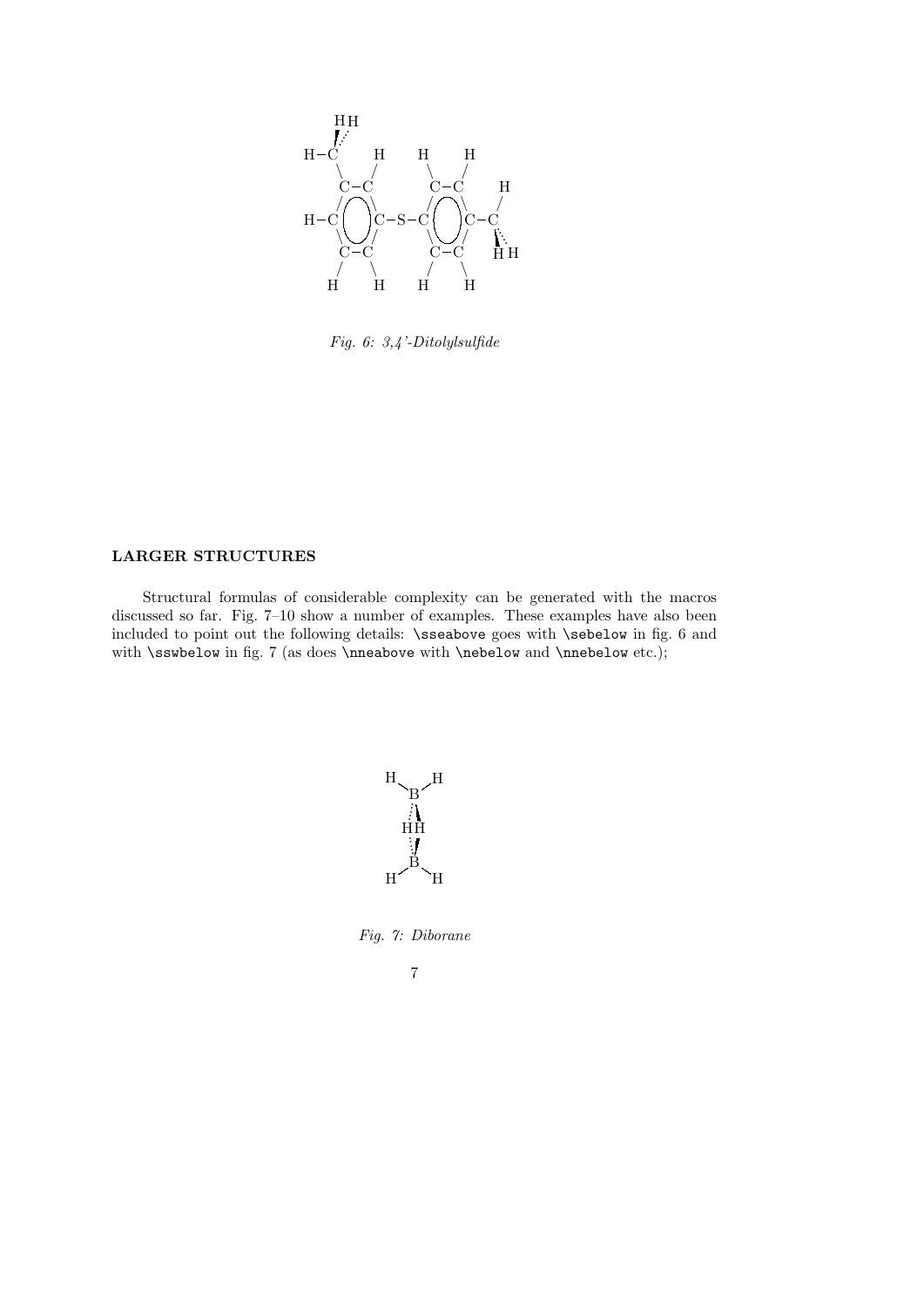*Fig. 6: 3,4'-Ditolylsulfide*

### LARGER STRUCTURES

Structural formulas of considerable complexity can be generated with the macros discussed so far. Fig. 7–10 show a number of examples. These examples have also been included to point out the following details: `\sseabove` goes with `\sebelow` in fig. 6 and with `\sswbelow` in fig. 7 (as does `\nneabove` with `\nebelow` and `\nnebelow` etc.);

*Fig. 7: Diborane*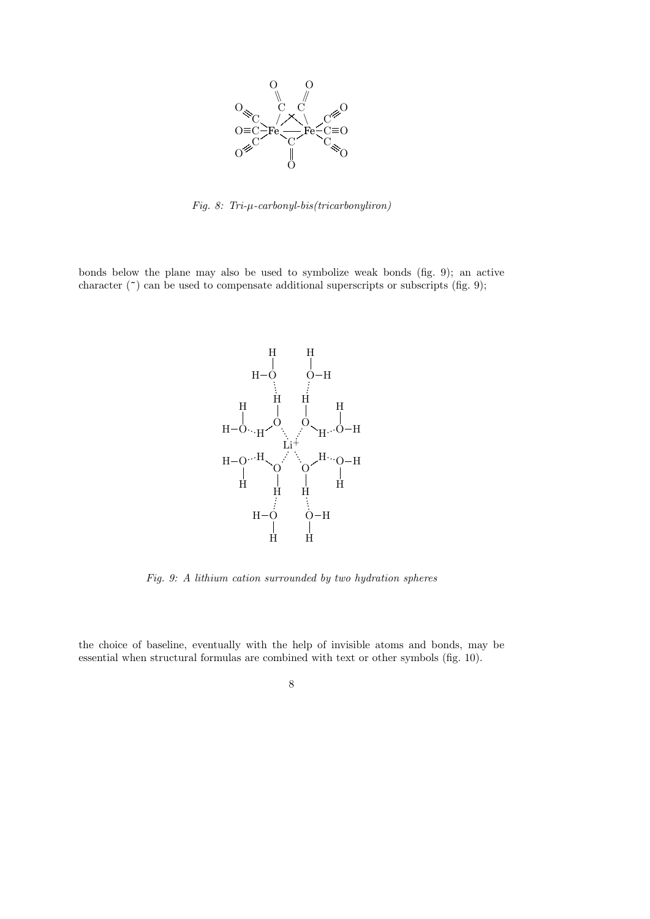*Fig. 8: Tri-μ-carbonyl-bis(tricarbonyliron)*

bonds below the plane may also be used to symbolize weak bonds (fig. 9); an active character (˜) can be used to compensate additional superscripts or subscripts (fig. 9);

*Fig. 9: A lithium cation surrounded by two hydration spheres*

the choice of baseline, eventually with the help of invisible atoms and bonds, may be essential when structural formulas are combined with text or other symbols (fig. 10).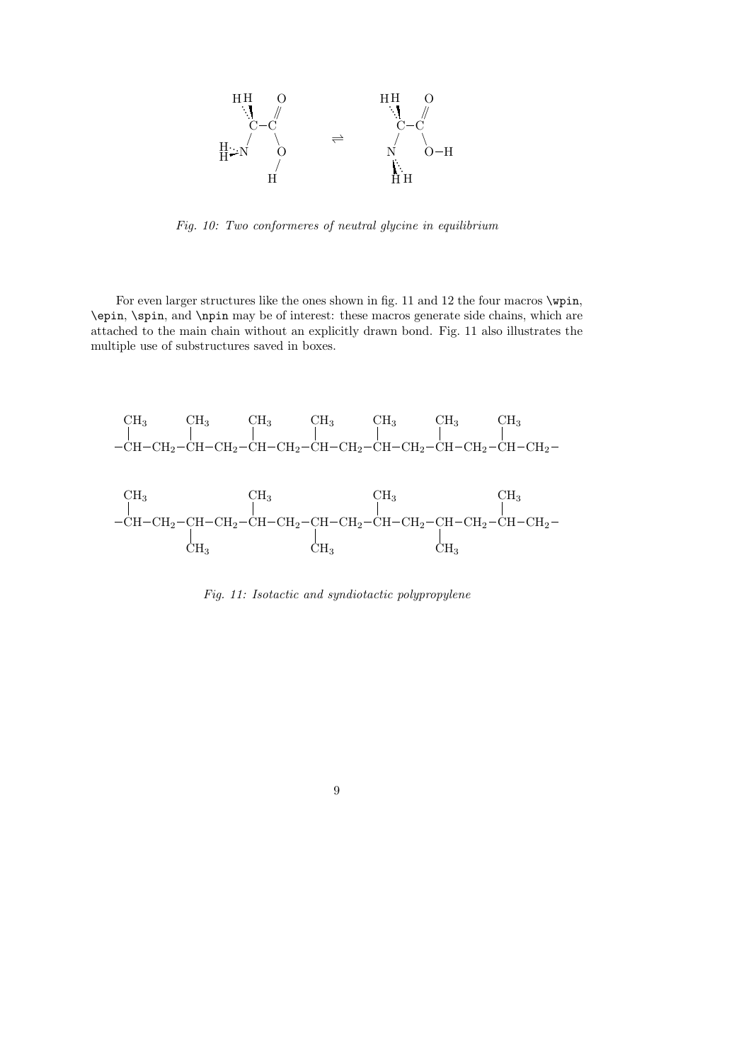*Fig. 10: Two conformeres of neutral glycine in equilibrium*

For even larger structures like the ones shown in fig. 11 and 12 the four macros `\wpin`, `\epin`, `\spin`, and `\npin` may be of interest: these macros generate side chains, which are attached to the main chain without an explicitly drawn bond. Fig. 11 also illustrates the multiple use of substructures saved in boxes.

*Fig. 11: Isotactic and syndiotactic polypropylene*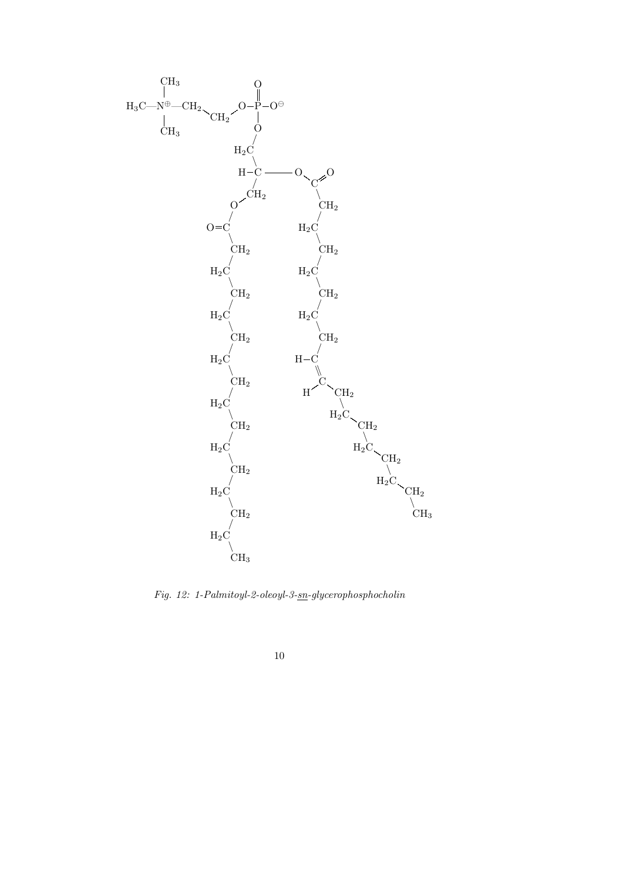*Fig. 12: 1-Palmitoyl-2-oleoyl-3-sn-glycerophosphocholin*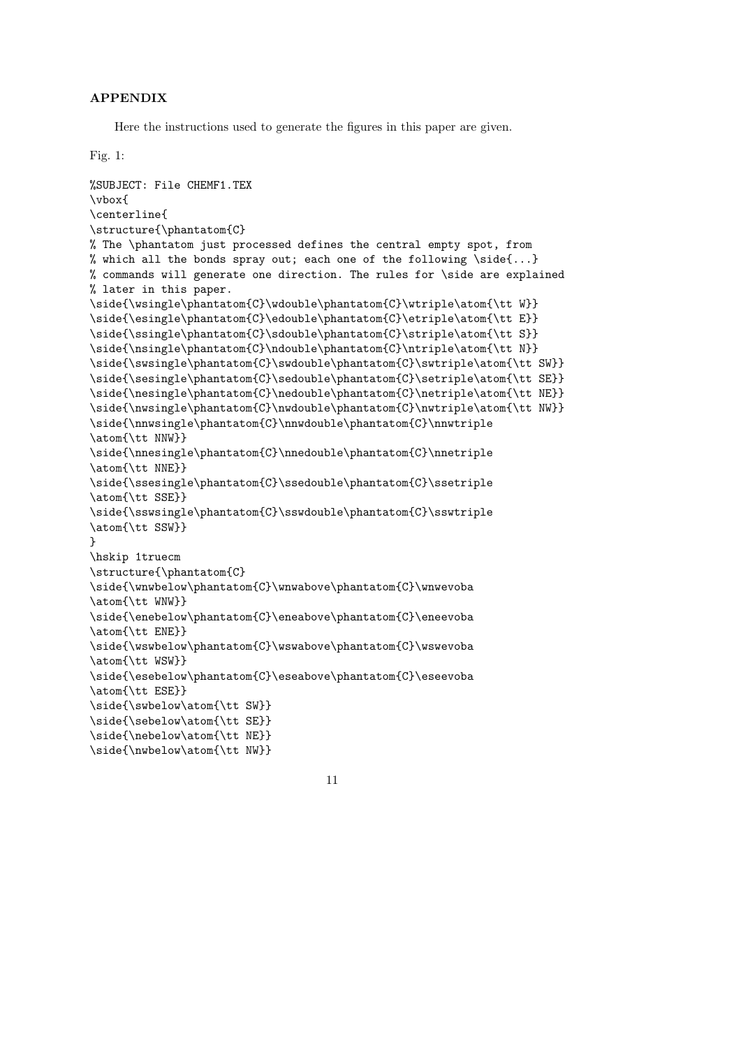**APPENDIX**

Here the instructions used to generate the figures in this paper are given.

Fig. 1:

```
%SUBJECT: File CHEMF1.TEX
\vbox{
\centerline{
\structure{\phantatom{C}
% The \phantatom just processed defines the central empty spot, from
% which all the bonds spray out; each one of the following \side{...}
% commands will generate one direction. The rules for \side are explained
% later in this paper.
\side{\wsingle\phantatom{C}\wdouble\phantatom{C}\wtriple\atom{\tt W}}
\side{\esingle\phantatom{C}\edouble\phantatom{C}\etriple\atom{\tt E}}
\side{\ssingle\phantatom{C}\sdouble\phantatom{C}\striple\atom{\tt S}}
\side{\nsingle\phantatom{C}\ndouble\phantatom{C}\ntriple\atom{\tt N}}
\side{\swsingle\phantatom{C}\swdouble\phantatom{C}\swtriple\atom{\tt SW}}
\side{\sesingle\phantatom{C}\sedouble\phantatom{C}\setriple\atom{\tt SE}}
\side{\nesingle\phantatom{C}\nedouble\phantatom{C}\netriple\atom{\tt NE}}
\side{\nwsingle\phantatom{C}\nwdouble\phantatom{C}\nwtriple\atom{\tt NW}}
\side{\nnwsingle\phantatom{C}\nnwdouble\phantatom{C}\nnwtriple
\atom{\tt NNW}}
\side{\nnesingle\phantatom{C}\nnedouble\phantatom{C}\nnetriple
\atom{\tt NNE}}
\side{\ssesingle\phantatom{C}\ssedouble\phantatom{C}\ssetriple
\atom{\tt SSE}}
\side{\sswsingle\phantatom{C}\sswdouble\phantatom{C}\sswtriple
\atom{\tt SSW}}
}
\hskip 1truecm
\structure{\phantatom{C}
\side{\wnwbelow\phantatom{C}\wnwabove\phantatom{C}\wnwevoba
\atom{\tt WNW}}
\side{\enebelow\phantatom{C}\eneabove\phantatom{C}\eneevoba
\atom{\tt ENE}}
\side{\wswbelow\phantatom{C}\wswabove\phantatom{C}\wswevoba
\atom{\tt WSW}}
\side{\esebelow\phantatom{C}\eseabove\phantatom{C}\eseevoba
\atom{\tt ESE}}
\side{\swbelow\atom{\tt SW}}
\side{\sebelow\atom{\tt SE}}
\side{\nebelow\atom{\tt NE}}
\side{\nwbelow\atom{\tt NW}}
```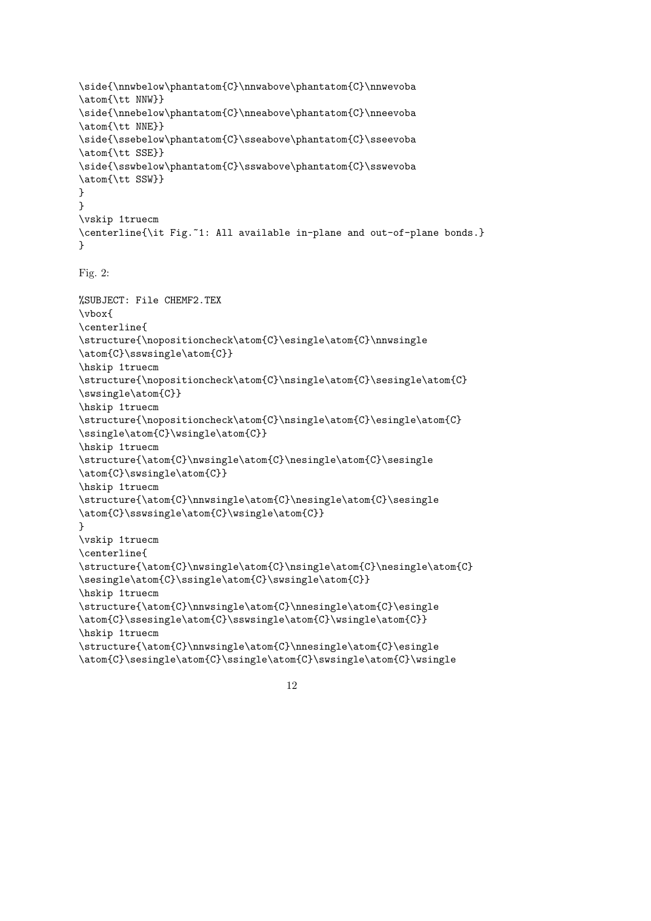```
\side{\nnwbelow\phantatom{C}\nnwabove\phantatom{C}\nnwevoba
\atom{\tt NNW}}
\side{\nnebelow\phantatom{C}\nneabove\phantatom{C}\nneevoba
\atom{\tt NNE}}
\side{\ssebelow\phantatom{C}\sseabove\phantatom{C}\sseevoba
\atom{\tt SSE}}
\side{\sswbelow\phantatom{C}\sswabove\phantatom{C}\sswevoba
\atom{\tt SSW}}
}
}
\vskip 1truecm
\centerline{\it Fig.~1: All available in-plane and out-of-plane bonds.}
}
```

Fig. 2:

```
%SUBJECT: File CHEMF2.TEX
\vbox{
\centerline{
\structure{\nopositioncheck\atom{C}\esingle\atom{C}\nnwsingle
\atom{C}\sswsingle\atom{C}}
\hskip 1truecm
\structure{\nopositioncheck\atom{C}\nsingle\atom{C}\sesingle\atom{C}
\swsingle\atom{C}}
\hskip 1truecm
\structure{\nopositioncheck\atom{C}\nsingle\atom{C}\esingle\atom{C}
\ssingle\atom{C}\wsingle\atom{C}}
\hskip 1truecm
\structure{\atom{C}\nwsingle\atom{C}\nesingle\atom{C}\sesingle
\atom{C}\swsingle\atom{C}}
\hskip 1truecm
\structure{\atom{C}\nnwsingle\atom{C}\nesingle\atom{C}\sesingle
\atom{C}\sswsingle\atom{C}\wsingle\atom{C}}
}
\vskip 1truecm
\centerline{
\structure{\atom{C}\nwsingle\atom{C}\nsingle\atom{C}\nesingle\atom{C}
\sesingle\atom{C}\ssingle\atom{C}\swsingle\atom{C}}
\hskip 1truecm
\structure{\atom{C}\nnwsingle\atom{C}\nnesingle\atom{C}\esingle
\atom{C}\ssesingle\atom{C}\sswsingle\atom{C}\wsingle\atom{C}}
\hskip 1truecm
\structure{\atom{C}\nnwsingle\atom{C}\nnesingle\atom{C}\esingle
\atom{C}\sesingle\atom{C}\ssingle\atom{C}\swsingle\atom{C}\wsingle
```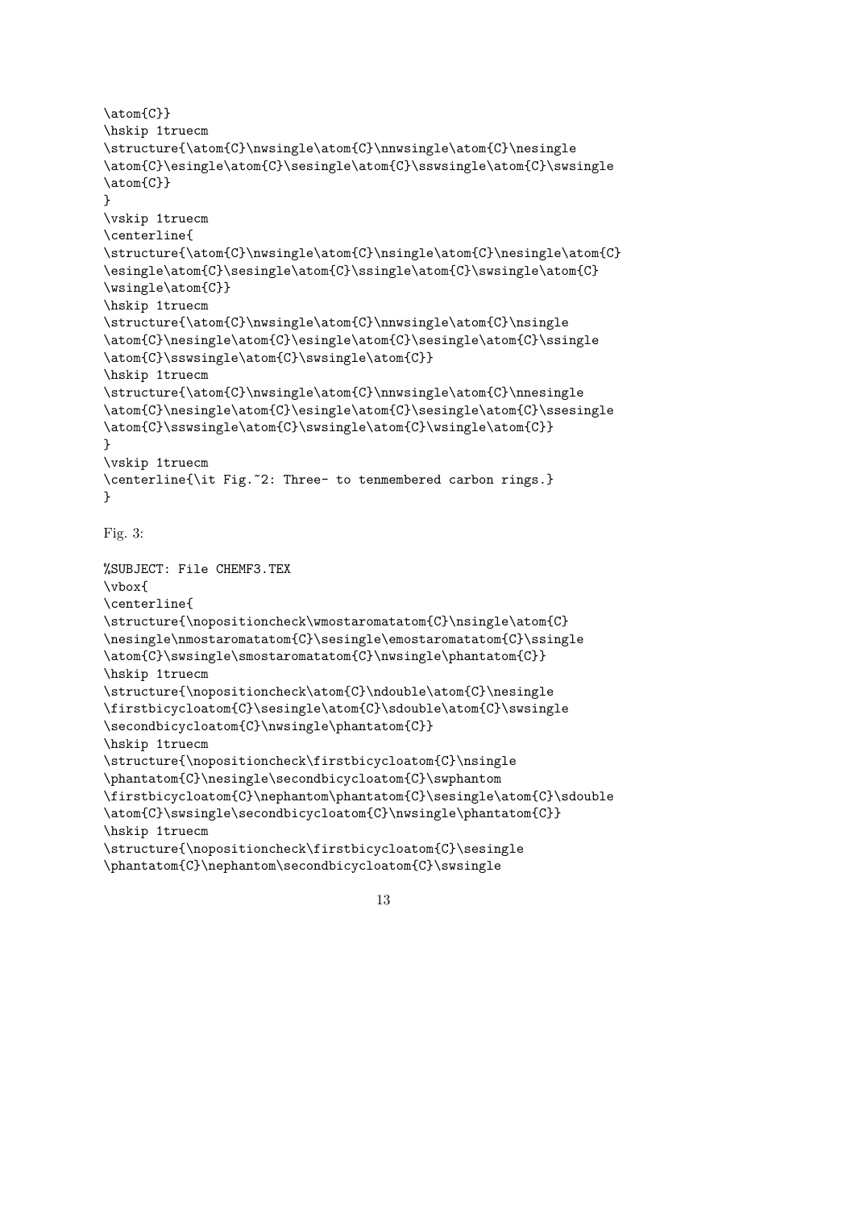```
\atom{C}}
\hskip 1truecm
\structure{\atom{C}\nwsingle\atom{C}\nnwsingle\atom{C}\nesingle
\atom{C}\esingle\atom{C}\sesingle\atom{C}\sswsingle\atom{C}\swsingle
\atom{C}}
}
\vskip 1truecm
\centerline{
\structure{\atom{C}\nwsingle\atom{C}\nsingle\atom{C}\nesingle\atom{C}
\esingle\atom{C}\sesingle\atom{C}\ssingle\atom{C}\swsingle\atom{C}
\wsingle\atom{C}}
\hskip 1truecm
\structure{\atom{C}\nwsingle\atom{C}\nnwsingle\atom{C}\nsingle
\atom{C}\nesingle\atom{C}\esingle\atom{C}\sesingle\atom{C}\ssingle
\atom{C}\sswsingle\atom{C}\swsingle\atom{C}}
\hskip 1truecm
\structure{\atom{C}\nwsingle\atom{C}\nnwsingle\atom{C}\nnesingle
\atom{C}\nesingle\atom{C}\esingle\atom{C}\sesingle\atom{C}\ssesingle
\atom{C}\sswsingle\atom{C}\swsingle\atom{C}\wsingle\atom{C}}
}
\vskip 1truecm
\centerline{\it Fig.~2: Three- to tenmembered carbon rings.}
}
```

Fig. 3:

```
%SUBJECT: File CHEMF3.TEX
\vbox{
\centerline{
\structure{\nopositioncheck\wmostaromatatom{C}\nsingle\atom{C}
\nesingle\nmostaromatatom{C}\sesingle\emostaromatatom{C}\ssingle
\atom{C}\swsingle\smostaromatatom{C}\nwsingle\phantatom{C}}
\hskip 1truecm
\structure{\nopositioncheck\atom{C}\ndouble\atom{C}\nesingle
\firstbicycloatom{C}\sesingle\atom{C}\sdouble\atom{C}\swsingle
\secondbicycloatom{C}\nwsingle\phantatom{C}}
\hskip 1truecm
\structure{\nopositioncheck\firstbicycloatom{C}\nsingle
\phantatom{C}\nesingle\secondbicycloatom{C}\swphantom
\firstbicycloatom{C}\nephantom\phantatom{C}\sesingle\atom{C}\sdouble
\atom{C}\swsingle\secondbicycloatom{C}\nwsingle\phantatom{C}}
\hskip 1truecm
\structure{\nopositioncheck\firstbicycloatom{C}\sesingle
\phantatom{C}\nephantom\secondbicycloatom{C}\swsingle
```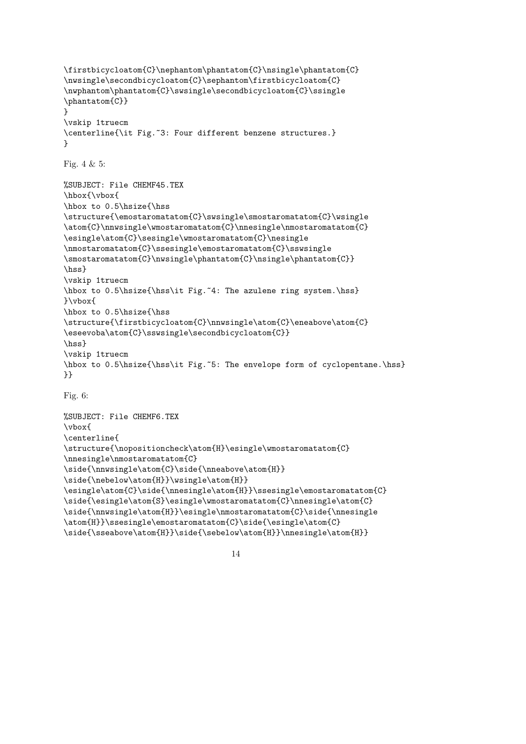```
\firstbicycloatom{C}\nephantom\phantatom{C}\nsingle\phantatom{C}
\nwsingle\secondbicycloatom{C}\sephantom\firstbicycloatom{C}
\nwphantom\phantatom{C}\swsingle\secondbicycloatom{C}\ssingle
\phantatom{C}}
}
\vskip 1truecm
\centerline{\it Fig.~3: Four different benzene structures.}
}
```

Fig. 4 & 5:

```
%SUBJECT: File CHEMF45.TEX
\hbox{\vbox{
\hbox to 0.5\hsize{\hss
\structure{\emostaromatatom{C}\swsingle\smostaromatatom{C}\wsingle
\atom{C}\nnwsingle\wmostaromatatom{C}\nnesingle\nmostaromatatom{C}
\esingle\atom{C}\sesingle\wmostaromatatom{C}\nesingle
\nmostaromatatom{C}\ssesingle\emostaromatatom{C}\sswsingle
\smostaromatatom{C}\nwsingle\phantatom{C}\nsingle\phantatom{C}}
\hss}
\vskip 1truecm
\hbox to 0.5\hsize{\hss\it Fig.~4: The azulene ring system.\hss}
}\vbox{
\hbox to 0.5\hsize{\hss
\structure{\firstbicycloatom{C}\nnwsingle\atom{C}\eneabove\atom{C}
\eseevoba\atom{C}\sswsingle\secondbicycloatom{C}}
\hss}
\vskip 1truecm
\hbox to 0.5\hsize{\hss\it Fig.~5: The envelope form of cyclopentane.\hss}
}}
```

Fig. 6:

```
%SUBJECT: File CHEMF6.TEX
\vbox{
\centerline{
\structure{\nopositioncheck\atom{H}\esingle\wmostaromatatom{C}
\nnesingle\nmostaromatatom{C}
\side{\nnwsingle\atom{C}\side{\nneabove\atom{H}}
\side{\nebelow\atom{H}}\wsingle\atom{H}}
\esingle\atom{C}\side{\nnesingle\atom{H}}\ssesingle\emostaromatatom{C}
\side{\esingle\atom{S}\esingle\wmostaromatatom{C}\nnesingle\atom{C}
\side{\nnwsingle\atom{H}}\esingle\nmostaromatatom{C}\side{\nnesingle
\atom{H}}\ssesingle\emostaromatatom{C}\side{\esingle\atom{C}
\side{\sseabove\atom{H}}\side{\sebelow\atom{H}}\nnesingle\atom{H}}
```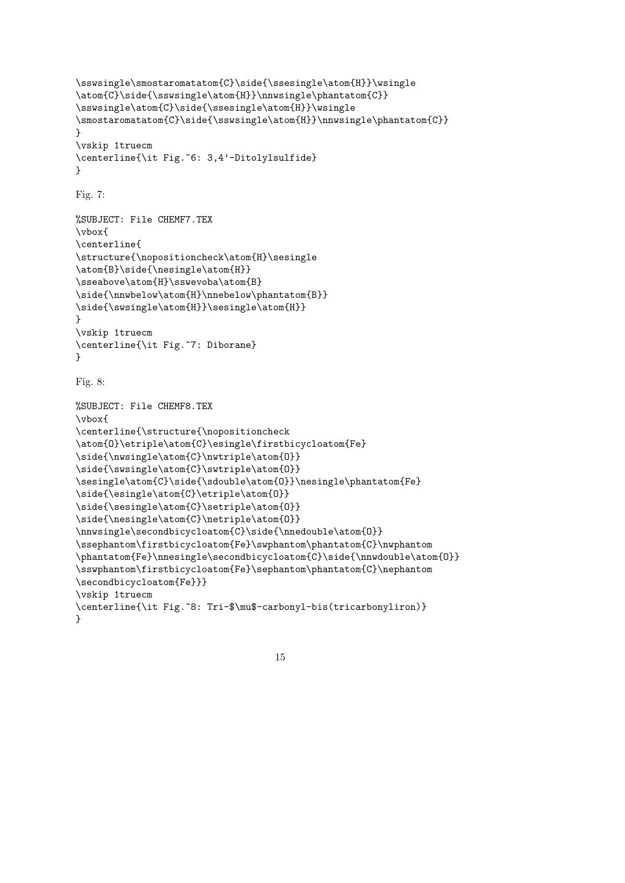```
\sswsingle\smostaromatatom{C}\side{\ssesingle\atom{H}}\wsingle
\atom{C}\side{\sswsingle\atom{H}}\nnwsingle\phantatom{C}}
\sswsingle\atom{C}\side{\ssesingle\atom{H}}\wsingle
\smostaromatatom{C}\side{\sswsingle\atom{H}}\nnwsingle\phantatom{C}}
}
\vskip 1truecm
\centerline{\it Fig.~6: 3,4'-Ditolylsulfide}
}
```

Fig. 7:

```
%SUBJECT: File CHEMF7.TEX
\vbox{
\centerline{
\structure{\nopositioncheck\atom{H}\sesingle
\atom{B}\side{\nesingle\atom{H}}
\sseabove\atom{H}\sswevoba\atom{B}
\side{\nnwbelow\atom{H}\nnebelow\phantatom{B}}
\side{\swsingle\atom{H}}\sesingle\atom{H}}
}
\vskip 1truecm
\centerline{\it Fig.~7: Diborane}
}
```

Fig. 8:

```
%SUBJECT: File CHEMF8.TEX
\vbox{
\centerline{\structure{\nopositioncheck
\atom{O}\etriple\atom{C}\esingle\firstbicycloatom{Fe}
\side{\nwsingle\atom{C}\nwtriple\atom{O}}
\side{\swsingle\atom{C}\swtriple\atom{O}}
\sesingle\atom{C}\side{\sdouble\atom{O}}\nesingle\phantatom{Fe}
\side{\esingle\atom{C}\etriple\atom{O}}
\side{\sesingle\atom{C}\setriple\atom{O}}
\side{\nesingle\atom{C}\netriple\atom{O}}
\nnwsingle\secondbicycloatom{C}\side{\nnedouble\atom{O}}
\ssephantom\firstbicycloatom{Fe}\swphantom\phantatom{C}\nwphantom
\phantatom{Fe}\nnesingle\secondbicycloatom{C}\side{\nnwdouble\atom{O}}
\sswphantom\firstbicycloatom{Fe}\sephantom\phantatom{C}\nephantom
\secondbicycloatom{Fe}}}
\vskip 1truecm
\centerline{\it Fig.~8: Tri-$\mu$-carbonyl-bis(tricarbonyliron)}
}
```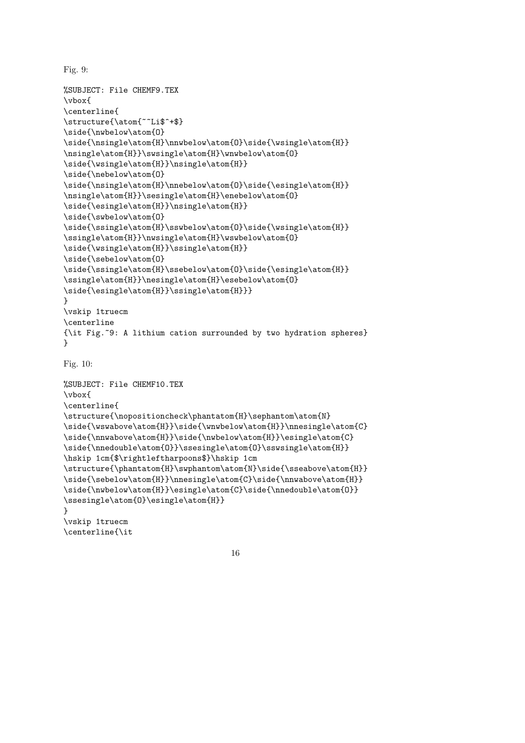Fig. 9:

```
%SUBJECT: File CHEMF9.TEX
\vbox{
\centerline{
\structure{\atom{~~Li$^+$}
\side{\nwbelow\atom{O}
\side{\nsingle\atom{H}\nnwbelow\atom{O}\side{\wsingle\atom{H}}
\nsingle\atom{H}}\swsingle\atom{H}\wnwbelow\atom{O}
\side{\wsingle\atom{H}}\nsingle\atom{H}}
\side{\nebelow\atom{O}
\side{\nsingle\atom{H}\nnebelow\atom{O}\side{\esingle\atom{H}}
\nsingle\atom{H}}\sesingle\atom{H}\enebelow\atom{O}
\side{\esingle\atom{H}}\nsingle\atom{H}}
\side{\swbelow\atom{O}
\side{\ssingle\atom{H}\sswbelow\atom{O}\side{\wsingle\atom{H}}
\ssingle\atom{H}}\nwsingle\atom{H}\wswbelow\atom{O}
\side{\wsingle\atom{H}}\ssingle\atom{H}}
\side{\sebelow\atom{O}
\side{\ssingle\atom{H}\ssebelow\atom{O}\side{\esingle\atom{H}}
\ssingle\atom{H}}\nesingle\atom{H}\esebelow\atom{O}
\side{\esingle\atom{H}}\ssingle\atom{H}}}
}
\vskip 1truecm
\centerline
{\it Fig.~9: A lithium cation surrounded by two hydration spheres}
}
```

Fig. 10:

```
%SUBJECT: File CHEMF10.TEX
\vbox{
\centerline{
\structure{\nopositioncheck\phantatom{H}\sephantom\atom{N}
\side{\wswabove\atom{H}}\side{\wnwbelow\atom{H}}\nnesingle\atom{C}
\side{\nnwabove\atom{H}}\side{\nwbelow\atom{H}}\esingle\atom{C}
\side{\nnedouble\atom{O}}\ssesingle\atom{O}\sswsingle\atom{H}}
\hskip 1cm{$\rightleftharpoons$}\hskip 1cm
\structure{\phantatom{H}\swphantom\atom{N}\side{\sseabove\atom{H}}
\side{\sebelow\atom{H}}\nnesingle\atom{C}\side{\nnwabove\atom{H}}
\side{\nwbelow\atom{H}}\esingle\atom{C}\side{\nnedouble\atom{O}}
\ssesingle\atom{O}\esingle\atom{H}}
}
\vskip 1truecm
\centerline{\it
```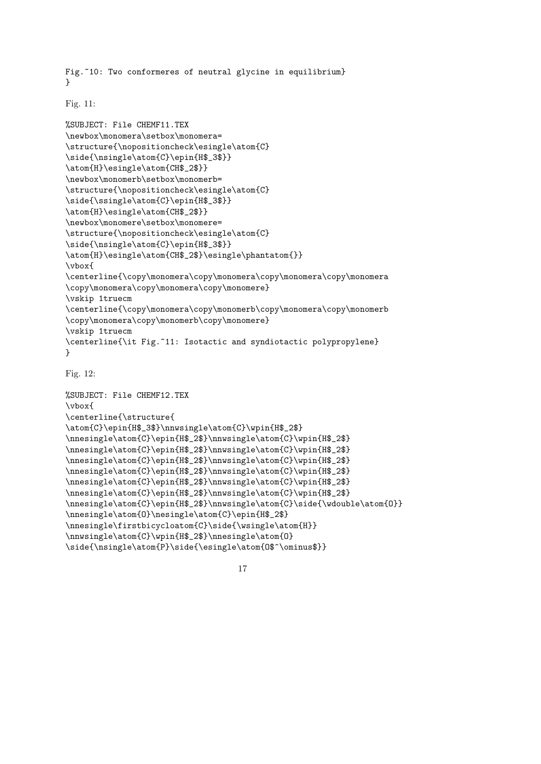```
Fig.~10: Two conformeres of neutral glycine in equilibrium}
}
```

Fig. 11:

```
%SUBJECT: File CHEMF11.TEX
\newbox\monomera\setbox\monomera=
\structure{\nopositioncheck\esingle\atom{C}
\side{\nsingle\atom{C}\epin{H$_3$}}
\atom{H}\esingle\atom{CH$_2$}}
\newbox\monomerb\setbox\monomerb=
\structure{\nopositioncheck\esingle\atom{C}
\side{\ssingle\atom{C}\epin{H$_3$}}
\atom{H}\esingle\atom{CH$_2$}}
\newbox\monomere\setbox\monomere=
\structure{\nopositioncheck\esingle\atom{C}
\side{\nsingle\atom{C}\epin{H$_3$}}
\atom{H}\esingle\atom{CH$_2$}\esingle\phantatom{}}
\vbox{
\centerline{\copy\monomera\copy\monomera\copy\monomera\copy\monomera
\copy\monomera\copy\monomera\copy\monomere}
\vskip 1truecm
\centerline{\copy\monomera\copy\monomerb\copy\monomera\copy\monomerb
\copy\monomera\copy\monomerb\copy\monomere}
\vskip 1truecm
\centerline{\it Fig.~11: Isotactic and syndiotactic polypropylene}
}
```

Fig. 12:

```
%SUBJECT: File CHEMF12.TEX
\vbox{
\centerline{\structure{
\atom{C}\epin{H$_3$}\nnwsingle\atom{C}\wpin{H$_2$}
\nnesingle\atom{C}\epin{H$_2$}\nnwsingle\atom{C}\wpin{H$_2$}
\nnesingle\atom{C}\epin{H$_2$}\nnwsingle\atom{C}\wpin{H$_2$}
\nnesingle\atom{C}\epin{H$_2$}\nnwsingle\atom{C}\wpin{H$_2$}
\nnesingle\atom{C}\epin{H$_2$}\nnwsingle\atom{C}\wpin{H$_2$}
\nnesingle\atom{C}\epin{H$_2$}\nnwsingle\atom{C}\wpin{H$_2$}
\nnesingle\atom{C}\epin{H$_2$}\nnwsingle\atom{C}\wpin{H$_2$}
\nnesingle\atom{C}\epin{H$_2$}\nnwsingle\atom{C}\side{\wdouble\atom{O}}
\nnesingle\atom{O}\nesingle\atom{C}\epin{H$_2$}
\nnesingle\firstbicycloatom{C}\side{\wsingle\atom{H}}
\nnwsingle\atom{C}\wpin{H$_2$}\nnesingle\atom{O}
\side{\nsingle\atom{P}\side{\esingle\atom{O$^\ominus$}}
```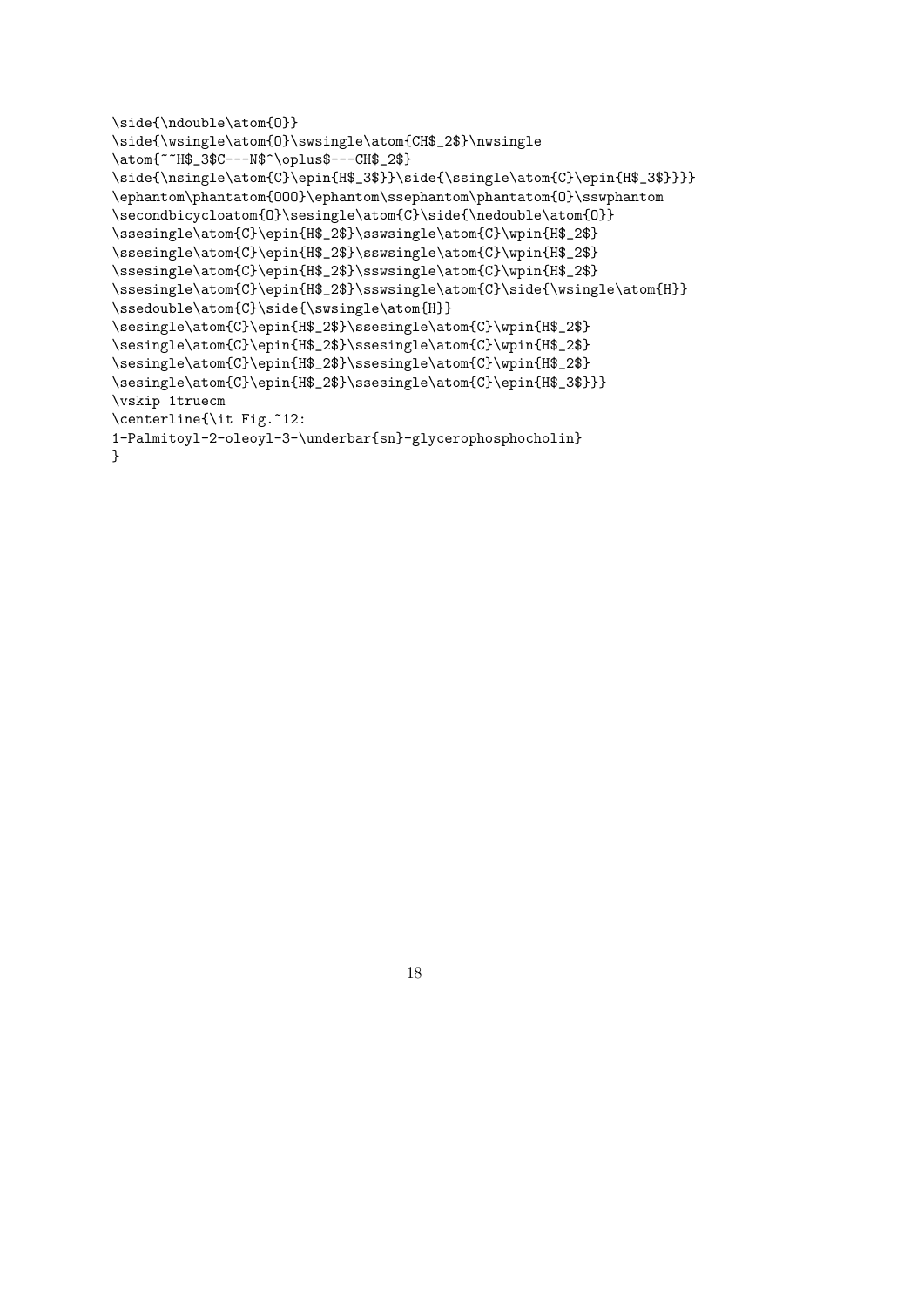```
\side{\ndouble\atom{O}}
\side{\wsingle\atom{O}\swsingle\atom{CH$_2$}\nwsingle
\atom{~~H$_3$C---N$^\oplus$---CH$_2$}
\side{\nsingle\atom{C}\epin{H$_3$}}\side{\ssingle\atom{C}\epin{H$_3$}}}}
\ephantom\phantatom{OOO}\ephantom\ssephantom\phantatom{O}\sswphantom
\secondbicycloatom{O}\sesingle\atom{C}\side{\nedouble\atom{O}}
\ssesingle\atom{C}\epin{H$_2$}\sswsingle\atom{C}\wpin{H$_2$}
\ssesingle\atom{C}\epin{H$_2$}\sswsingle\atom{C}\wpin{H$_2$}
\ssesingle\atom{C}\epin{H$_2$}\sswsingle\atom{C}\wpin{H$_2$}
\ssesingle\atom{C}\epin{H$_2$}\sswsingle\atom{C}\side{\wsingle\atom{H}}
\ssedouble\atom{C}\side{\swsingle\atom{H}}
\sesingle\atom{C}\epin{H$_2$}\ssesingle\atom{C}\wpin{H$_2$}
\sesingle\atom{C}\epin{H$_2$}\ssesingle\atom{C}\wpin{H$_2$}
\sesingle\atom{C}\epin{H$_2$}\ssesingle\atom{C}\wpin{H$_2$}
\sesingle\atom{C}\epin{H$_2$}\ssesingle\atom{C}\epin{H$_3$}}}
\vskip 1truecm
\centerline{\it Fig.~12:
1-Palmitoyl-2-oleoyl-3-\underbar{sn}-glycerophosphocholin}
}
```